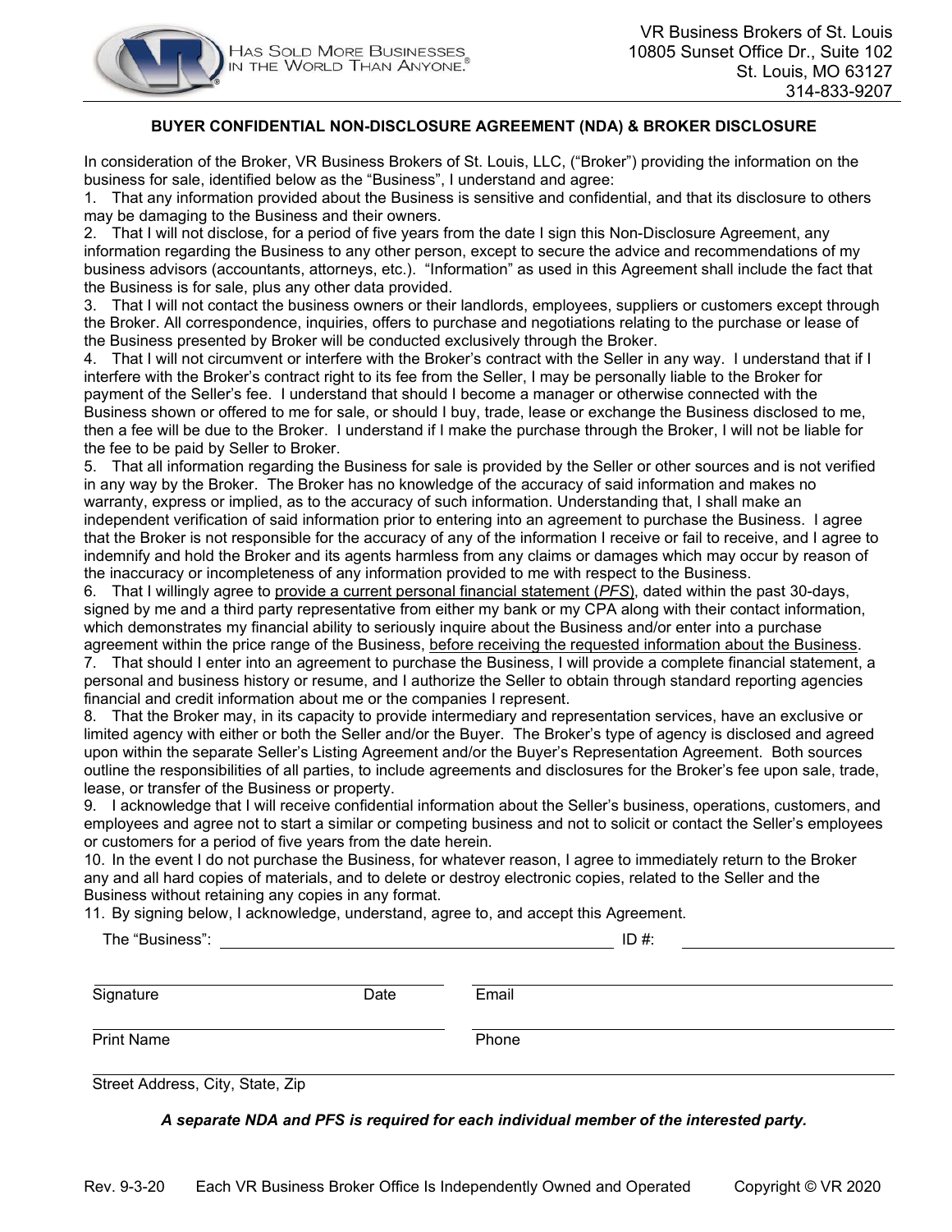HAS SOLD MORE BUSINESSES IN THE WORLD THAN ANYONE.®

VR Business Brokers of St. Louis
10805 Sunset Office Dr., Suite 102
St. Louis, MO 63127
314-833-9207

## BUYER CONFIDENTIAL NON-DISCLOSURE AGREEMENT (NDA) & BROKER DISCLOSURE

In consideration of the Broker, VR Business Brokers of St. Louis, LLC, ("Broker") providing the information on the business for sale, identified below as the "Business", I understand and agree:

1. That any information provided about the Business is sensitive and confidential, and that its disclosure to others may be damaging to the Business and their owners.
2. That I will not disclose, for a period of five years from the date I sign this Non-Disclosure Agreement, any information regarding the Business to any other person, except to secure the advice and recommendations of my business advisors (accountants, attorneys, etc.). "Information" as used in this Agreement shall include the fact that the Business is for sale, plus any other data provided.
3. That I will not contact the business owners or their landlords, employees, suppliers or customers except through the Broker. All correspondence, inquiries, offers to purchase and negotiations relating to the purchase or lease of the Business presented by Broker will be conducted exclusively through the Broker.
4. That I will not circumvent or interfere with the Broker's contract with the Seller in any way. I understand that if I interfere with the Broker's contract right to its fee from the Seller, I may be personally liable to the Broker for payment of the Seller's fee. I understand that should I become a manager or otherwise connected with the Business shown or offered to me for sale, or should I buy, trade, lease or exchange the Business disclosed to me, then a fee will be due to the Broker. I understand if I make the purchase through the Broker, I will not be liable for the fee to be paid by Seller to Broker.
5. That all information regarding the Business for sale is provided by the Seller or other sources and is not verified in any way by the Broker. The Broker has no knowledge of the accuracy of said information and makes no warranty, express or implied, as to the accuracy of such information. Understanding that, I shall make an independent verification of said information prior to entering into an agreement to purchase the Business. I agree that the Broker is not responsible for the accuracy of any of the information I receive or fail to receive, and I agree to indemnify and hold the Broker and its agents harmless from any claims or damages which may occur by reason of the inaccuracy or incompleteness of any information provided to me with respect to the Business.
6. That I willingly agree to <u>provide a current personal financial statement (*PFS*)</u>, dated within the past 30-days, signed by me and a third party representative from either my bank or my CPA along with their contact information, which demonstrates my financial ability to seriously inquire about the Business and/or enter into a purchase agreement within the price range of the Business, <u>before receiving the requested information about the Business</u>.
7. That should I enter into an agreement to purchase the Business, I will provide a complete financial statement, a personal and business history or resume, and I authorize the Seller to obtain through standard reporting agencies financial and credit information about me or the companies I represent.
8. That the Broker may, in its capacity to provide intermediary and representation services, have an exclusive or limited agency with either or both the Seller and/or the Buyer. The Broker's type of agency is disclosed and agreed upon within the separate Seller's Listing Agreement and/or the Buyer's Representation Agreement. Both sources outline the responsibilities of all parties, to include agreements and disclosures for the Broker's fee upon sale, trade, lease, or transfer of the Business or property.
9. I acknowledge that I will receive confidential information about the Seller's business, operations, customers, and employees and agree not to start a similar or competing business and not to solicit or contact the Seller's employees or customers for a period of five years from the date herein.
10. In the event I do not purchase the Business, for whatever reason, I agree to immediately return to the Broker any and all hard copies of materials, and to delete or destroy electronic copies, related to the Seller and the Business without retaining any copies in any format.
11. By signing below, I acknowledge, understand, agree to, and accept this Agreement.

The "Business": ______________________________ ID #: ______________

______________________________ ______________________________
Signature Date Email

______________________________ ______________________________
Print Name Phone

______________________________________________________________
Street Address, City, State, Zip

***A separate NDA and PFS is required for each individual member of the interested party.***

Rev. 9-3-20 Each VR Business Broker Office Is Independently Owned and Operated Copyright © VR 2020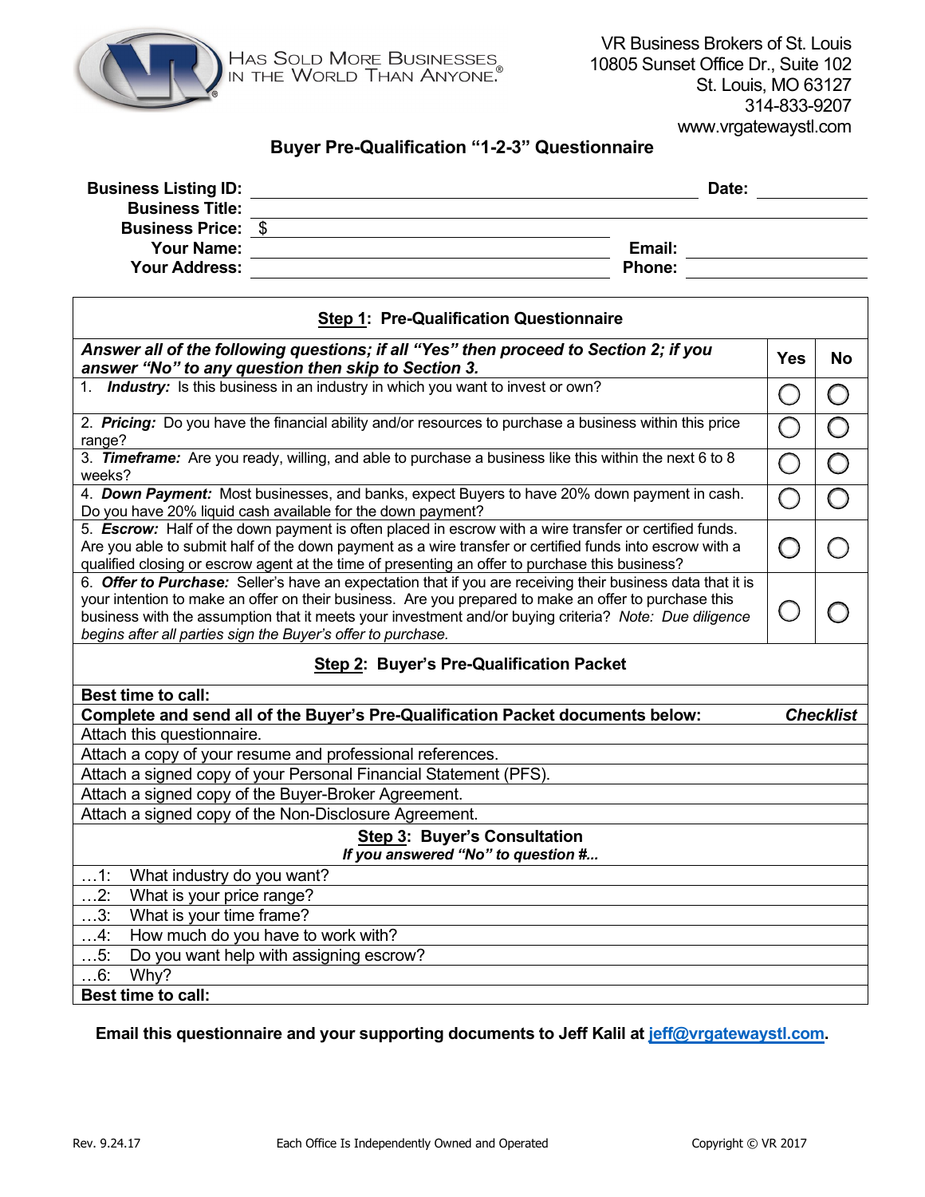HAS SOLD MORE BUSINESSES IN THE WORLD THAN ANYONE.®

VR Business Brokers of St. Louis
10805 Sunset Office Dr., Suite 102
St. Louis, MO 63127
314-833-9207
www.vrgatewaystl.com

## Buyer Pre-Qualification "1-2-3" Questionnaire

**Business Listing ID:** ______________________ **Date:** __________
**Business Title:** ______________________
**Business Price:** $ ______________________
**Your Name:** ______________________ **Email:** __________
**Your Address:** ______________________ **Phone:** __________

| **Step 1: Pre-Qualification Questionnaire** | | |
|---|---|---|
| ***Answer all of the following questions; if all "Yes" then proceed to Section 2; if you answer "No" to any question then skip to Section 3.*** | **Yes** | **No** |
| 1. ***Industry:*** Is this business in an industry in which you want to invest or own? | ◯ | ◯ |
| 2. ***Pricing:*** Do you have the financial ability and/or resources to purchase a business within this price range? | ◯ | ◯ |
| 3. ***Timeframe:*** Are you ready, willing, and able to purchase a business like this within the next 6 to 8 weeks? | ◯ | ◯ |
| 4. ***Down Payment:*** Most businesses, and banks, expect Buyers to have 20% down payment in cash. Do you have 20% liquid cash available for the down payment? | ◯ | ◯ |
| 5. ***Escrow:*** Half of the down payment is often placed in escrow with a wire transfer or certified funds. Are you able to submit half of the down payment as a wire transfer or certified funds into escrow with a qualified closing or escrow agent at the time of presenting an offer to purchase this business? | ◯ | ◯ |
| 6. ***Offer to Purchase:*** Seller's have an expectation that if you are receiving their business data that it is your intention to make an offer on their business. Are you prepared to make an offer to purchase this business with the assumption that it meets your investment and/or buying criteria? *Note: Due diligence begins after all parties sign the Buyer's offer to purchase.* | ◯ | ◯ |

| **Step 2: Buyer's Pre-Qualification Packet** | |
|---|---|
| **Best time to call:** | |
| **Complete and send all of the Buyer's Pre-Qualification Packet documents below:** | ***Checklist*** |
| Attach this questionnaire. | |
| Attach a copy of your resume and professional references. | |
| Attach a signed copy of your Personal Financial Statement (PFS). | |
| Attach a signed copy of the Buyer-Broker Agreement. | |
| Attach a signed copy of the Non-Disclosure Agreement. | |

| **Step 3: Buyer's Consultation** *If you answered "No" to question #...* |
|---|
| …1: What industry do you want? |
| …2: What is your price range? |
| …3: What is your time frame? |
| …4: How much do you have to work with? |
| …5: Do you want help with assigning escrow? |
| …6: Why? |
| **Best time to call:** |

**Email this questionnaire and your supporting documents to Jeff Kalil at jeff@vrgatewaystl.com.**

Rev. 9.24.17 Each Office Is Independently Owned and Operated Copyright © VR 2017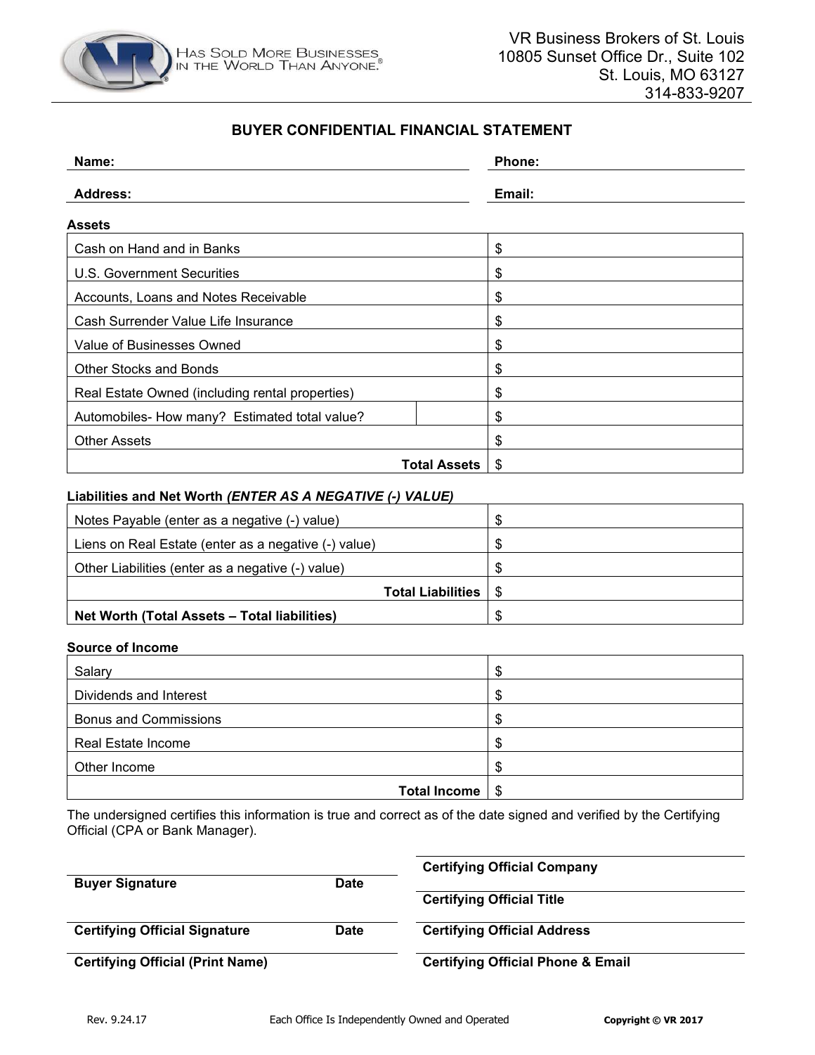HAS SOLD MORE BUSINESSES IN THE WORLD THAN ANYONE.®

VR Business Brokers of St. Louis
10805 Sunset Office Dr., Suite 102
St. Louis, MO 63127
314-833-9207

## BUYER CONFIDENTIAL FINANCIAL STATEMENT

**Name:** ______________________ **Phone:** ______________________

**Address:** ______________________ **Email:** ______________________

**Assets**

| | | |
|---|---|---|
| Cash on Hand and in Banks | | $ |
| U.S. Government Securities | | $ |
| Accounts, Loans and Notes Receivable | | $ |
| Cash Surrender Value Life Insurance | | $ |
| Value of Businesses Owned | | $ |
| Other Stocks and Bonds | | $ |
| Real Estate Owned (including rental properties) | | $ |
| Automobiles- How many? Estimated total value? | | $ |
| Other Assets | | $ |
| **Total Assets** | | $ |

**Liabilities and Net Worth *(ENTER AS A NEGATIVE (-) VALUE)***

| | |
|---|---|
| Notes Payable (enter as a negative (-) value) | $ |
| Liens on Real Estate (enter as a negative (-) value) | $ |
| Other Liabilities (enter as a negative (-) value) | $ |
| **Total Liabilities** | $ |
| **Net Worth (Total Assets – Total liabilities)** | $ |

**Source of Income**

| | |
|---|---|
| Salary | $ |
| Dividends and Interest | $ |
| Bonus and Commissions | $ |
| Real Estate Income | $ |
| Other Income | $ |
| **Total Income** | $ |

The undersigned certifies this information is true and correct as of the date signed and verified by the Certifying Official (CPA or Bank Manager).

**Buyer Signature** ______________________ **Date** __________

**Certifying Official Signature** ______________________ **Date** __________

**Certifying Official (Print Name)** ______________________

**Certifying Official Company** ______________________

**Certifying Official Title** ______________________

**Certifying Official Address** ______________________

**Certifying Official Phone & Email** ______________________

Rev. 9.24.17 Each Office Is Independently Owned and Operated **Copyright © VR 2017**